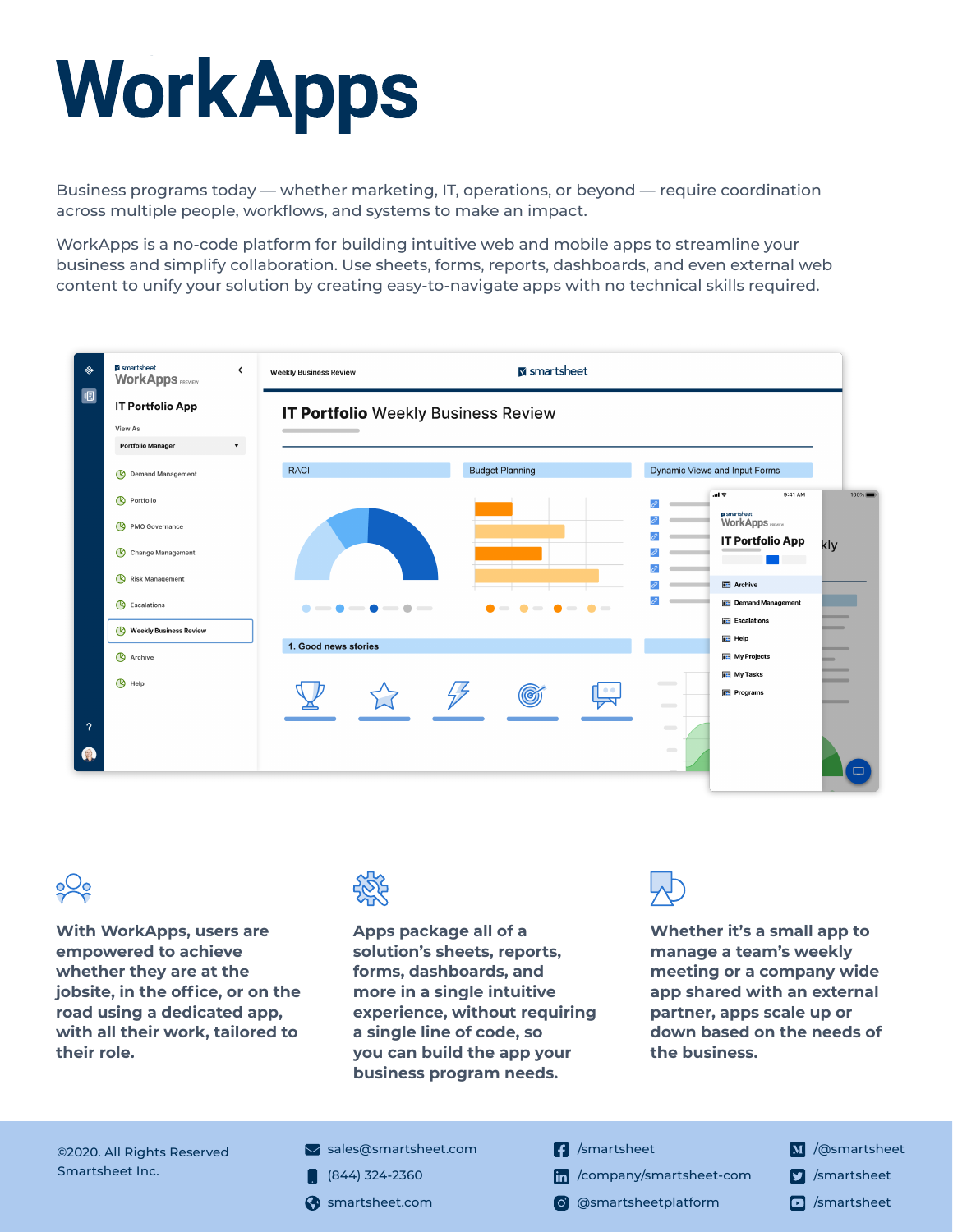# WorkApps

Business programs today — whether marketing, IT, operations, or beyond — require coordination across multiple people, workflows, and systems to make an impact.

WorkApps is a no-code platform for building intuitive web and mobile apps to streamline your business and simplify collaboration. Use sheets, forms, reports, dashboards, and even external web content to unify your solution by creating easy-to-navigate apps with no technical skills required.

**With WorkApps, users are empowered to achieve whether they are at the jobsite, in the office, or on the road using a dedicated app, with all their work, tailored to their role.**

**Apps package all of a solution's sheets, reports, forms, dashboards, and more in a single intuitive experience, without requiring a single line of code, so you can build the app your business program needs.**

**Whether it's a small app to manage a team's weekly meeting or a company wide app shared with an external partner, apps scale up or down based on the needs of the business.**

©2020. All Rights Reserved Smartsheet Inc.

sales@smartsheet.com
(844) 324-2360
smartsheet.com

/smartsheet
/company/smartsheet-com
@smartsheetplatform

/@smartsheet
/smartsheet
/smartsheet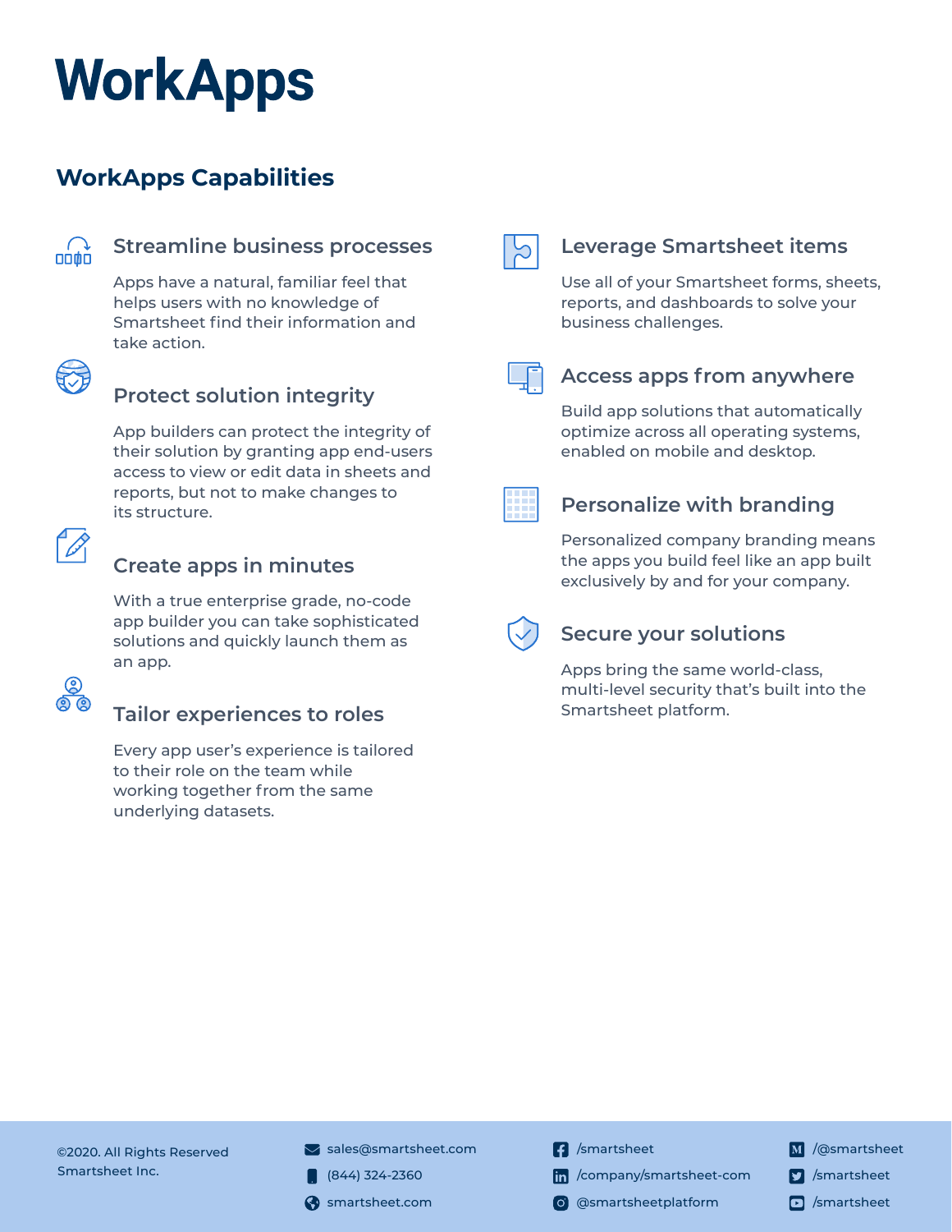# WorkApps

## WorkApps Capabilities

### Streamline business processes

Apps have a natural, familiar feel that helps users with no knowledge of Smartsheet find their information and take action.

### Protect solution integrity

App builders can protect the integrity of their solution by granting app end-users access to view or edit data in sheets and reports, but not to make changes to its structure.

### Create apps in minutes

With a true enterprise grade, no-code app builder you can take sophisticated solutions and quickly launch them as an app.

### Tailor experiences to roles

Every app user's experience is tailored to their role on the team while working together from the same underlying datasets.

### Leverage Smartsheet items

Use all of your Smartsheet forms, sheets, reports, and dashboards to solve your business challenges.

### Access apps from anywhere

Build app solutions that automatically optimize across all operating systems, enabled on mobile and desktop.

### Personalize with branding

Personalized company branding means the apps you build feel like an app built exclusively by and for your company.

### Secure your solutions

Apps bring the same world-class, multi-level security that's built into the Smartsheet platform.

©2020. All Rights Reserved
Smartsheet Inc.

sales@smartsheet.com
(844) 324-2360
smartsheet.com

/smartsheet
/company/smartsheet-com
@smartsheetplatform

/@smartsheet
/smartsheet
/smartsheet